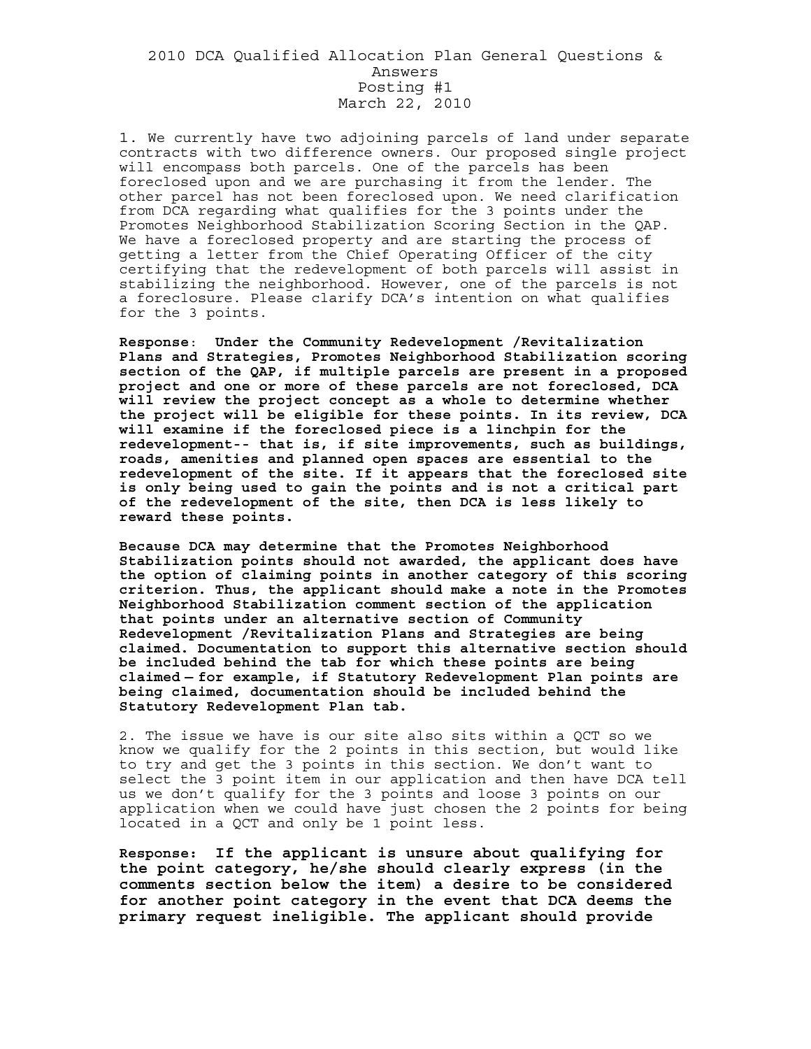# 2010 DCA Qualified Allocation Plan General Questions & Answers

Posting #1

March 22, 2010

1. We currently have two adjoining parcels of land under separate contracts with two difference owners. Our proposed single project will encompass both parcels. One of the parcels has been foreclosed upon and we are purchasing it from the lender. The other parcel has not been foreclosed upon. We need clarification from DCA regarding what qualifies for the 3 points under the Promotes Neighborhood Stabilization Scoring Section in the QAP. We have a foreclosed property and are starting the process of getting a letter from the Chief Operating Officer of the city certifying that the redevelopment of both parcels will assist in stabilizing the neighborhood. However, one of the parcels is not a foreclosure. Please clarify DCA's intention on what qualifies for the 3 points.

**Response: Under the Community Redevelopment /Revitalization Plans and Strategies, Promotes Neighborhood Stabilization scoring section of the QAP, if multiple parcels are present in a proposed project and one or more of these parcels are not foreclosed, DCA will review the project concept as a whole to determine whether the project will be eligible for these points. In its review, DCA will examine if the foreclosed piece is a linchpin for the redevelopment-- that is, if site improvements, such as buildings, roads, amenities and planned open spaces are essential to the redevelopment of the site. If it appears that the foreclosed site is only being used to gain the points and is not a critical part of the redevelopment of the site, then DCA is less likely to reward these points.**

**Because DCA may determine that the Promotes Neighborhood Stabilization points should not awarded, the applicant does have the option of claiming points in another category of this scoring criterion. Thus, the applicant should make a note in the Promotes Neighborhood Stabilization comment section of the application that points under an alternative section of Community Redevelopment /Revitalization Plans and Strategies are being claimed. Documentation to support this alternative section should be included behind the tab for which these points are being claimed – for example, if Statutory Redevelopment Plan points are being claimed, documentation should be included behind the Statutory Redevelopment Plan tab.**

2. The issue we have is our site also sits within a QCT so we know we qualify for the 2 points in this section, but would like to try and get the 3 points in this section. We don't want to select the 3 point item in our application and then have DCA tell us we don't qualify for the 3 points and loose 3 points on our application when we could have just chosen the 2 points for being located in a QCT and only be 1 point less.

**Response: If the applicant is unsure about qualifying for the point category, he/she should clearly express (in the comments section below the item) a desire to be considered for another point category in the event that DCA deems the primary request ineligible. The applicant should provide**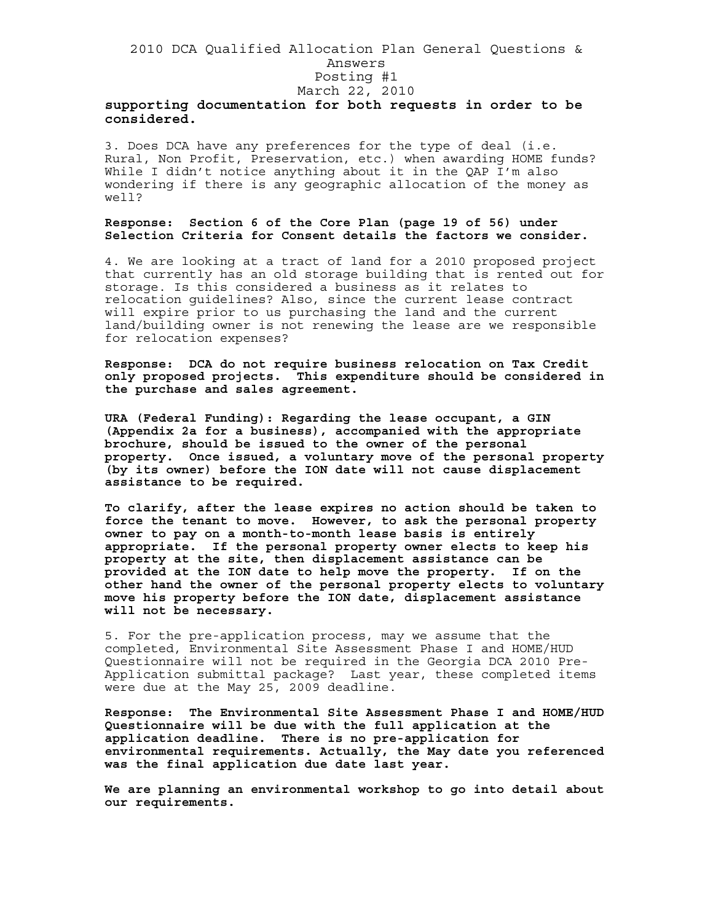**supporting documentation for both requests in order to be considered.**

3. Does DCA have any preferences for the type of deal (i.e. Rural, Non Profit, Preservation, etc.) when awarding HOME funds? While I didn't notice anything about it in the QAP I'm also wondering if there is any geographic allocation of the money as well?

**Response: Section 6 of the Core Plan (page 19 of 56) under Selection Criteria for Consent details the factors we consider.**

4. We are looking at a tract of land for a 2010 proposed project that currently has an old storage building that is rented out for storage. Is this considered a business as it relates to relocation guidelines? Also, since the current lease contract will expire prior to us purchasing the land and the current land/building owner is not renewing the lease are we responsible for relocation expenses?

**Response: DCA do not require business relocation on Tax Credit only proposed projects. This expenditure should be considered in the purchase and sales agreement.**

**URA (Federal Funding): Regarding the lease occupant, a GIN (Appendix 2a for a business), accompanied with the appropriate brochure, should be issued to the owner of the personal property. Once issued, a voluntary move of the personal property (by its owner) before the ION date will not cause displacement assistance to be required.**

**To clarify, after the lease expires no action should be taken to force the tenant to move. However, to ask the personal property owner to pay on a month-to-month lease basis is entirely appropriate. If the personal property owner elects to keep his property at the site, then displacement assistance can be provided at the ION date to help move the property. If on the other hand the owner of the personal property elects to voluntary move his property before the ION date, displacement assistance will not be necessary.**

5. For the pre-application process, may we assume that the completed, Environmental Site Assessment Phase I and HOME/HUD Questionnaire will not be required in the Georgia DCA 2010 Pre-Application submittal package? Last year, these completed items were due at the May 25, 2009 deadline.

**Response: The Environmental Site Assessment Phase I and HOME/HUD Questionnaire will be due with the full application at the application deadline. There is no pre-application for environmental requirements. Actually, the May date you referenced was the final application due date last year.**

**We are planning an environmental workshop to go into detail about our requirements.**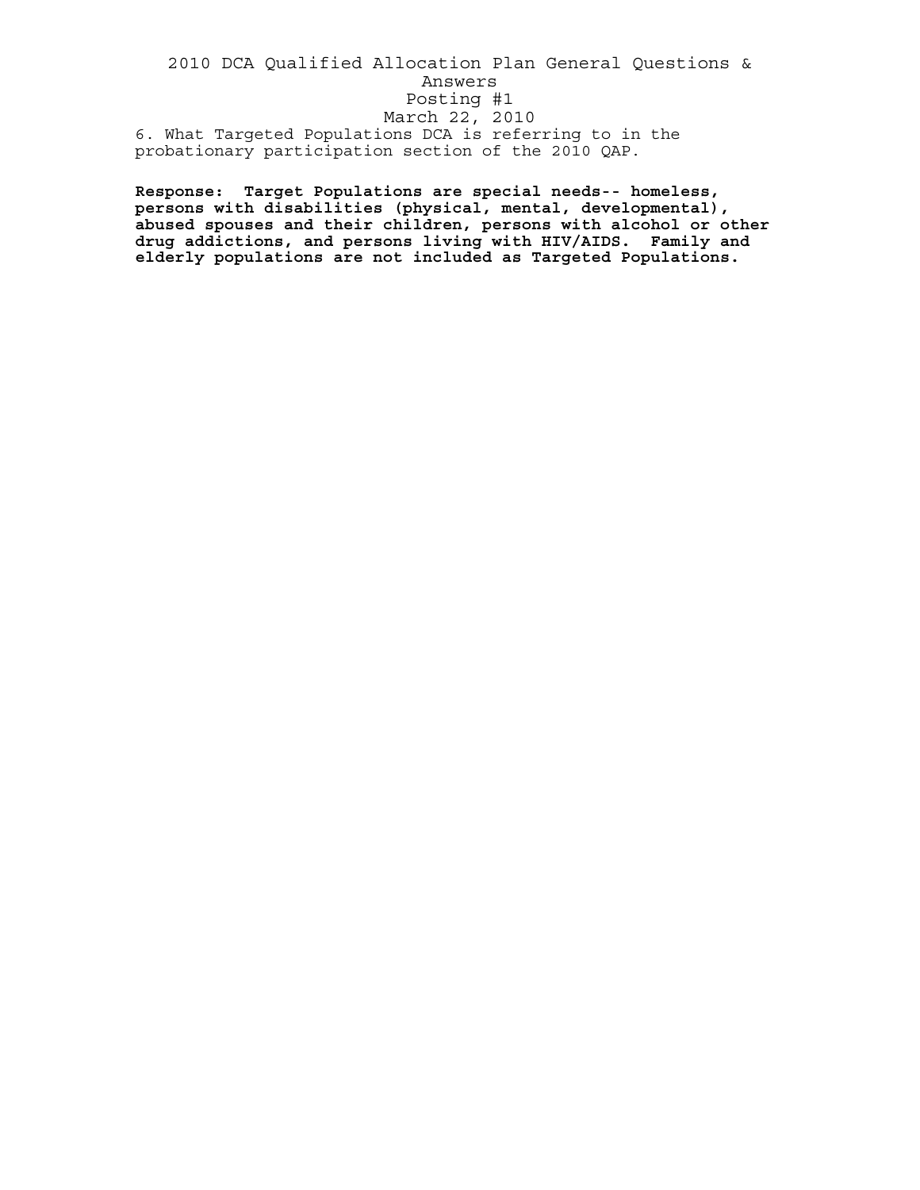6. What Targeted Populations DCA is referring to in the probationary participation section of the 2010 QAP.

**Response: Target Populations are special needs-- homeless, persons with disabilities (physical, mental, developmental), abused spouses and their children, persons with alcohol or other drug addictions, and persons living with HIV/AIDS. Family and elderly populations are not included as Targeted Populations.**